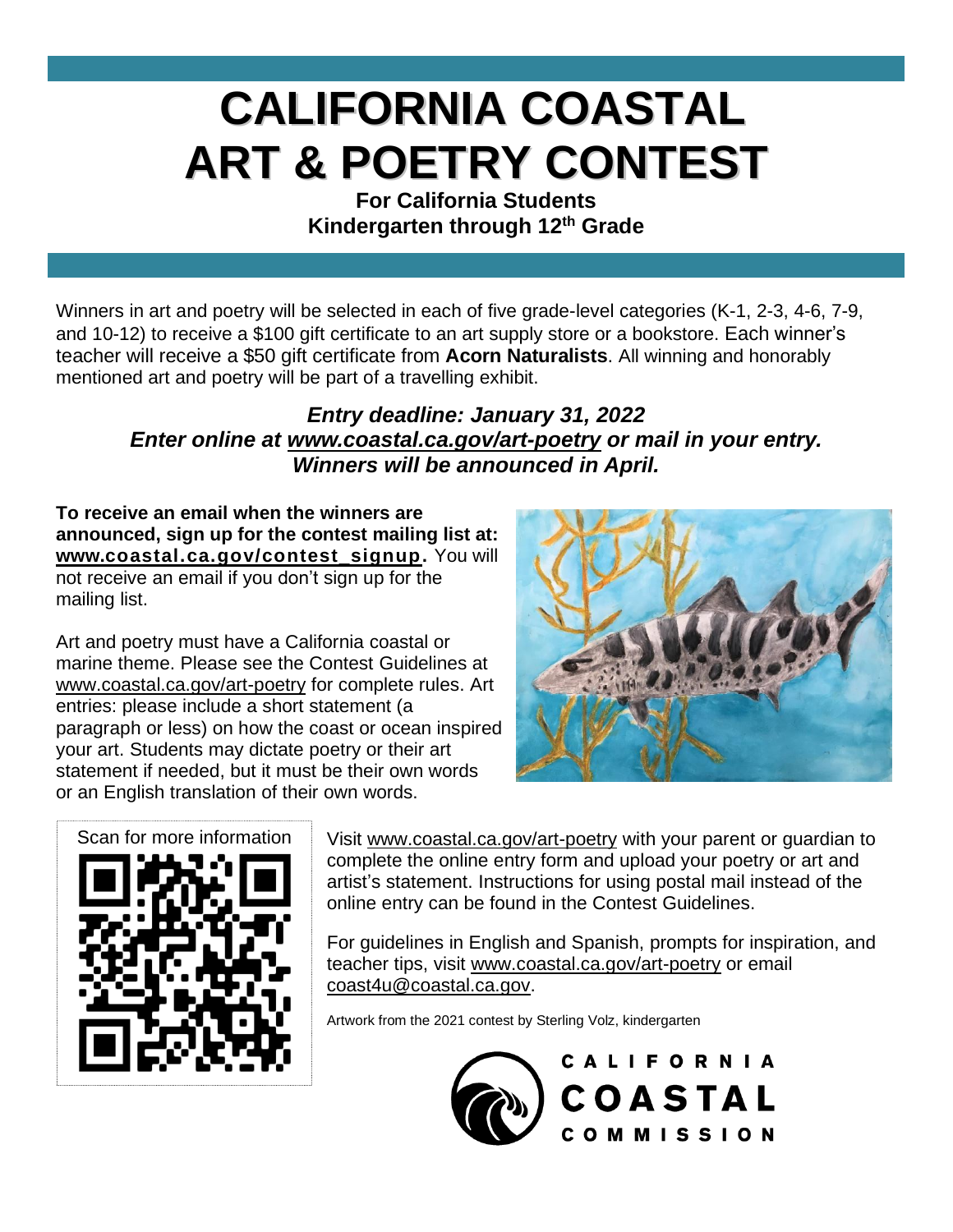# CALIFORNIA COASTAL ART & POETRY CONTEST

**For California Students**
**Kindergarten through 12th Grade**

Winners in art and poetry will be selected in each of five grade-level categories (K-1, 2-3, 4-6, 7-9, and 10-12) to receive a $100 gift certificate to an art supply store or a bookstore. Each winner's teacher will receive a $50 gift certificate from **Acorn Naturalists**. All winning and honorably mentioned art and poetry will be part of a travelling exhibit.

***Entry deadline: January 31, 2022***
***Enter online at www.coastal.ca.gov/art-poetry or mail in your entry.***
***Winners will be announced in April.***

**To receive an email when the winners are announced, sign up for the contest mailing list at: www.coastal.ca.gov/contest_signup.** You will not receive an email if you don't sign up for the mailing list.

Art and poetry must have a California coastal or marine theme. Please see the Contest Guidelines at www.coastal.ca.gov/art-poetry for complete rules. Art entries: please include a short statement (a paragraph or less) on how the coast or ocean inspired your art. Students may dictate poetry or their art statement if needed, but it must be their own words or an English translation of their own words.

Scan for more information

Visit www.coastal.ca.gov/art-poetry with your parent or guardian to complete the online entry form and upload your poetry or art and artist's statement. Instructions for using postal mail instead of the online entry can be found in the Contest Guidelines.

For guidelines in English and Spanish, prompts for inspiration, and teacher tips, visit www.coastal.ca.gov/art-poetry or email coast4u@coastal.ca.gov.

Artwork from the 2021 contest by Sterling Volz, kindergarten

CALIFORNIA COASTAL COMMISSION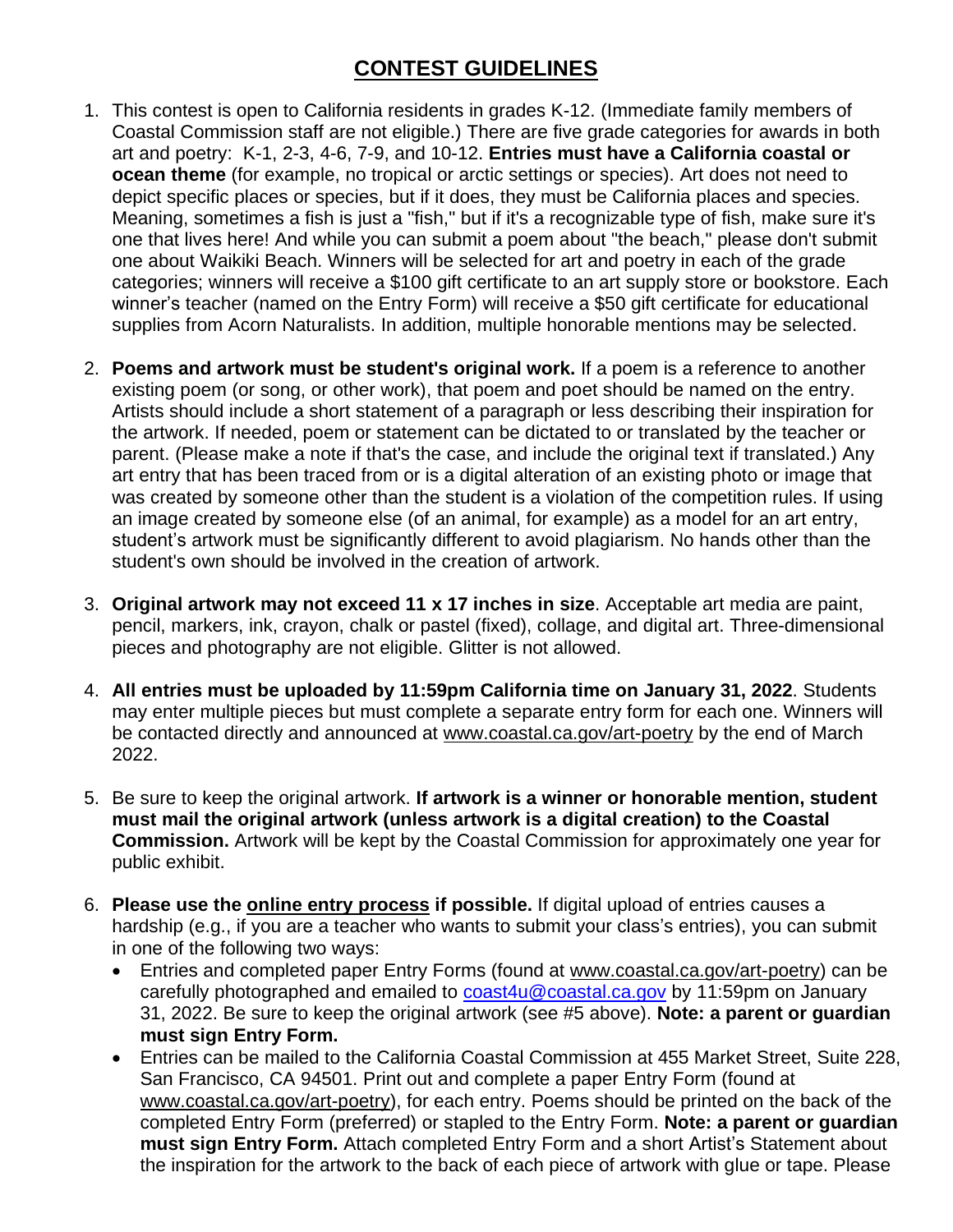# CONTEST GUIDELINES

1. This contest is open to California residents in grades K-12. (Immediate family members of Coastal Commission staff are not eligible.) There are five grade categories for awards in both art and poetry: K-1, 2-3, 4-6, 7-9, and 10-12. **Entries must have a California coastal or ocean theme** (for example, no tropical or arctic settings or species). Art does not need to depict specific places or species, but if it does, they must be California places and species. Meaning, sometimes a fish is just a "fish," but if it's a recognizable type of fish, make sure it's one that lives here! And while you can submit a poem about "the beach," please don't submit one about Waikiki Beach. Winners will be selected for art and poetry in each of the grade categories; winners will receive a $100 gift certificate to an art supply store or bookstore. Each winner's teacher (named on the Entry Form) will receive a $50 gift certificate for educational supplies from Acorn Naturalists. In addition, multiple honorable mentions may be selected.

2. **Poems and artwork must be student's original work.** If a poem is a reference to another existing poem (or song, or other work), that poem and poet should be named on the entry. Artists should include a short statement of a paragraph or less describing their inspiration for the artwork. If needed, poem or statement can be dictated to or translated by the teacher or parent. (Please make a note if that's the case, and include the original text if translated.) Any art entry that has been traced from or is a digital alteration of an existing photo or image that was created by someone other than the student is a violation of the competition rules. If using an image created by someone else (of an animal, for example) as a model for an art entry, student's artwork must be significantly different to avoid plagiarism. No hands other than the student's own should be involved in the creation of artwork.

3. **Original artwork may not exceed 11 x 17 inches in size**. Acceptable art media are paint, pencil, markers, ink, crayon, chalk or pastel (fixed), collage, and digital art. Three-dimensional pieces and photography are not eligible. Glitter is not allowed.

4. **All entries must be uploaded by 11:59pm California time on January 31, 2022**. Students may enter multiple pieces but must complete a separate entry form for each one. Winners will be contacted directly and announced at www.coastal.ca.gov/art-poetry by the end of March 2022.

5. Be sure to keep the original artwork. **If artwork is a winner or honorable mention, student must mail the original artwork (unless artwork is a digital creation) to the Coastal Commission.** Artwork will be kept by the Coastal Commission for approximately one year for public exhibit.

6. **Please use the online entry process if possible.** If digital upload of entries causes a hardship (e.g., if you are a teacher who wants to submit your class's entries), you can submit in one of the following two ways:
   - Entries and completed paper Entry Forms (found at www.coastal.ca.gov/art-poetry) can be carefully photographed and emailed to coast4u@coastal.ca.gov by 11:59pm on January 31, 2022. Be sure to keep the original artwork (see #5 above). **Note: a parent or guardian must sign Entry Form.**
   - Entries can be mailed to the California Coastal Commission at 455 Market Street, Suite 228, San Francisco, CA 94501. Print out and complete a paper Entry Form (found at www.coastal.ca.gov/art-poetry), for each entry. Poems should be printed on the back of the completed Entry Form (preferred) or stapled to the Entry Form. **Note: a parent or guardian must sign Entry Form.** Attach completed Entry Form and a short Artist's Statement about the inspiration for the artwork to the back of each piece of artwork with glue or tape. Please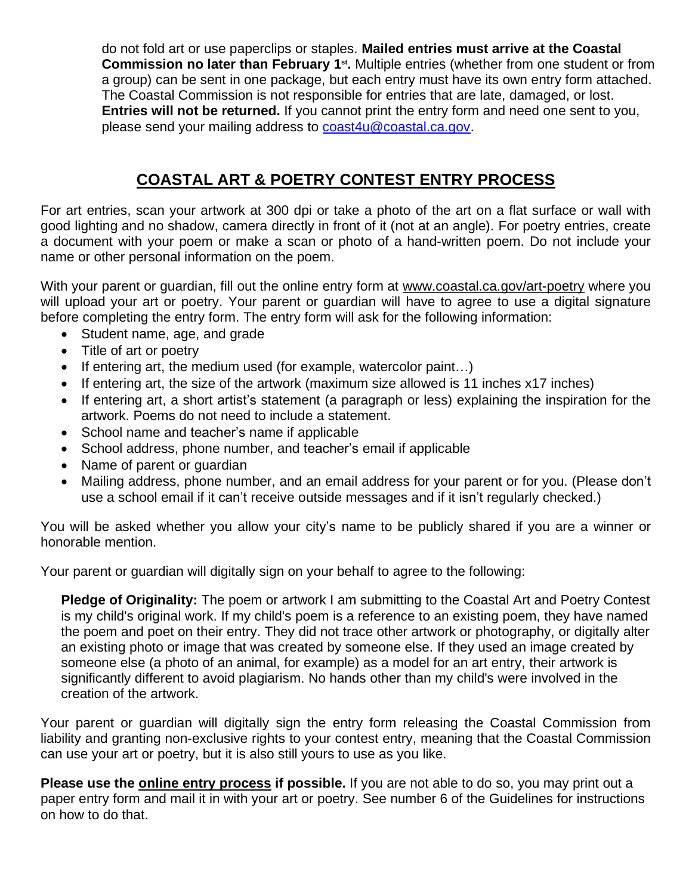do not fold art or use paperclips or staples. **Mailed entries must arrive at the Coastal Commission no later than February 1st.** Multiple entries (whether from one student or from a group) can be sent in one package, but each entry must have its own entry form attached. The Coastal Commission is not responsible for entries that are late, damaged, or lost. **Entries will not be returned.** If you cannot print the entry form and need one sent to you, please send your mailing address to coast4u@coastal.ca.gov.

## COASTAL ART & POETRY CONTEST ENTRY PROCESS

For art entries, scan your artwork at 300 dpi or take a photo of the art on a flat surface or wall with good lighting and no shadow, camera directly in front of it (not at an angle). For poetry entries, create a document with your poem or make a scan or photo of a hand-written poem. Do not include your name or other personal information on the poem.

With your parent or guardian, fill out the online entry form at www.coastal.ca.gov/art-poetry where you will upload your art or poetry. Your parent or guardian will have to agree to use a digital signature before completing the entry form. The entry form will ask for the following information:

- Student name, age, and grade
- Title of art or poetry
- If entering art, the medium used (for example, watercolor paint…)
- If entering art, the size of the artwork (maximum size allowed is 11 inches x17 inches)
- If entering art, a short artist's statement (a paragraph or less) explaining the inspiration for the artwork. Poems do not need to include a statement.
- School name and teacher's name if applicable
- School address, phone number, and teacher's email if applicable
- Name of parent or guardian
- Mailing address, phone number, and an email address for your parent or for you. (Please don't use a school email if it can't receive outside messages and if it isn't regularly checked.)

You will be asked whether you allow your city's name to be publicly shared if you are a winner or honorable mention.

Your parent or guardian will digitally sign on your behalf to agree to the following:

> **Pledge of Originality:** The poem or artwork I am submitting to the Coastal Art and Poetry Contest is my child's original work. If my child's poem is a reference to an existing poem, they have named the poem and poet on their entry. They did not trace other artwork or photography, or digitally alter an existing photo or image that was created by someone else. If they used an image created by someone else (a photo of an animal, for example) as a model for an art entry, their artwork is significantly different to avoid plagiarism. No hands other than my child's were involved in the creation of the artwork.

Your parent or guardian will digitally sign the entry form releasing the Coastal Commission from liability and granting non-exclusive rights to your contest entry, meaning that the Coastal Commission can use your art or poetry, but it is also still yours to use as you like.

**Please use the online entry process if possible.** If you are not able to do so, you may print out a paper entry form and mail it in with your art or poetry. See number 6 of the Guidelines for instructions on how to do that.